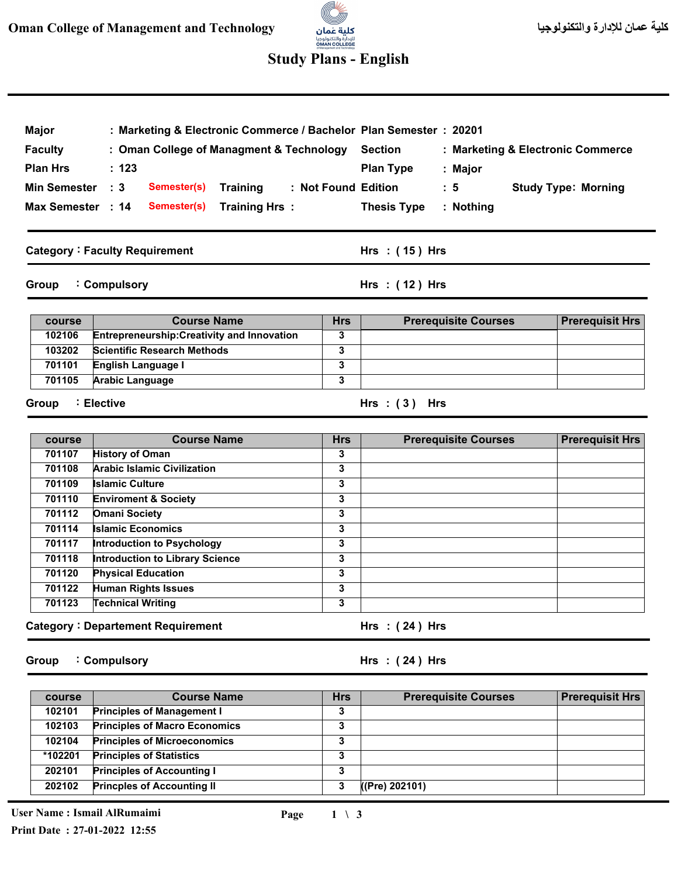Oman College of Management and Technology

كلية عمان للإدارة والتكنولوجيا

# Study Plans - English

| | | | |
|---|---|---|---|
| **Major** | : Marketing & Electronic Commerce / Bachelor | **Plan Semester** | : 20201 |
| **Faculty** | : Oman College of Managment & Technology | **Section** | : Marketing & Electronic Commerce |
| **Plan Hrs** | : 123 | **Plan Type** | : Major |
| **Min Semester** | : 3 Semester(s) Training : Not Found | **Edition** | : 5 Study Type: Morning |
| **Max Semester** | : 14 Semester(s) Training Hrs : | **Thesis Type** | : Nothing |

## Category : Faculty Requirement — Hrs : ( 15 ) Hrs

### Group : Compulsory — Hrs : ( 12 ) Hrs

| course | Course Name | Hrs | Prerequisite Courses | Prerequisit Hrs |
|---|---|---|---|---|
| 102106 | Entrepreneurship:Creativity and Innovation | 3 | | |
| 103202 | Scientific Research Methods | 3 | | |
| 701101 | English Language I | 3 | | |
| 701105 | Arabic Language | 3 | | |

### Group : Elective — Hrs : ( 3 ) Hrs

| course | Course Name | Hrs | Prerequisite Courses | Prerequisit Hrs |
|---|---|---|---|---|
| 701107 | History of Oman | 3 | | |
| 701108 | Arabic Islamic Civilization | 3 | | |
| 701109 | Islamic Culture | 3 | | |
| 701110 | Enviroment & Society | 3 | | |
| 701112 | Omani Society | 3 | | |
| 701114 | Islamic Economics | 3 | | |
| 701117 | Introduction to Psychology | 3 | | |
| 701118 | Introduction to Library Science | 3 | | |
| 701120 | Physical Education | 3 | | |
| 701122 | Human Rights Issues | 3 | | |
| 701123 | Technical Writing | 3 | | |

## Category : Departement Requirement — Hrs : ( 24 ) Hrs

### Group : Compulsory — Hrs : ( 24 ) Hrs

| course | Course Name | Hrs | Prerequisite Courses | Prerequisit Hrs |
|---|---|---|---|---|
| 102101 | Principles of Management I | 3 | | |
| 102103 | Principles of Macro Economics | 3 | | |
| 102104 | Principles of Microeconomics | 3 | | |
| *102201 | Principles of Statistics | 3 | | |
| 202101 | Principles of Accounting I | 3 | | |
| 202102 | Princples of Accounting II | 3 | ((Pre) 202101) | |

User Name : Ismail AlRumaimi

Print Date : 27-01-2022 12:55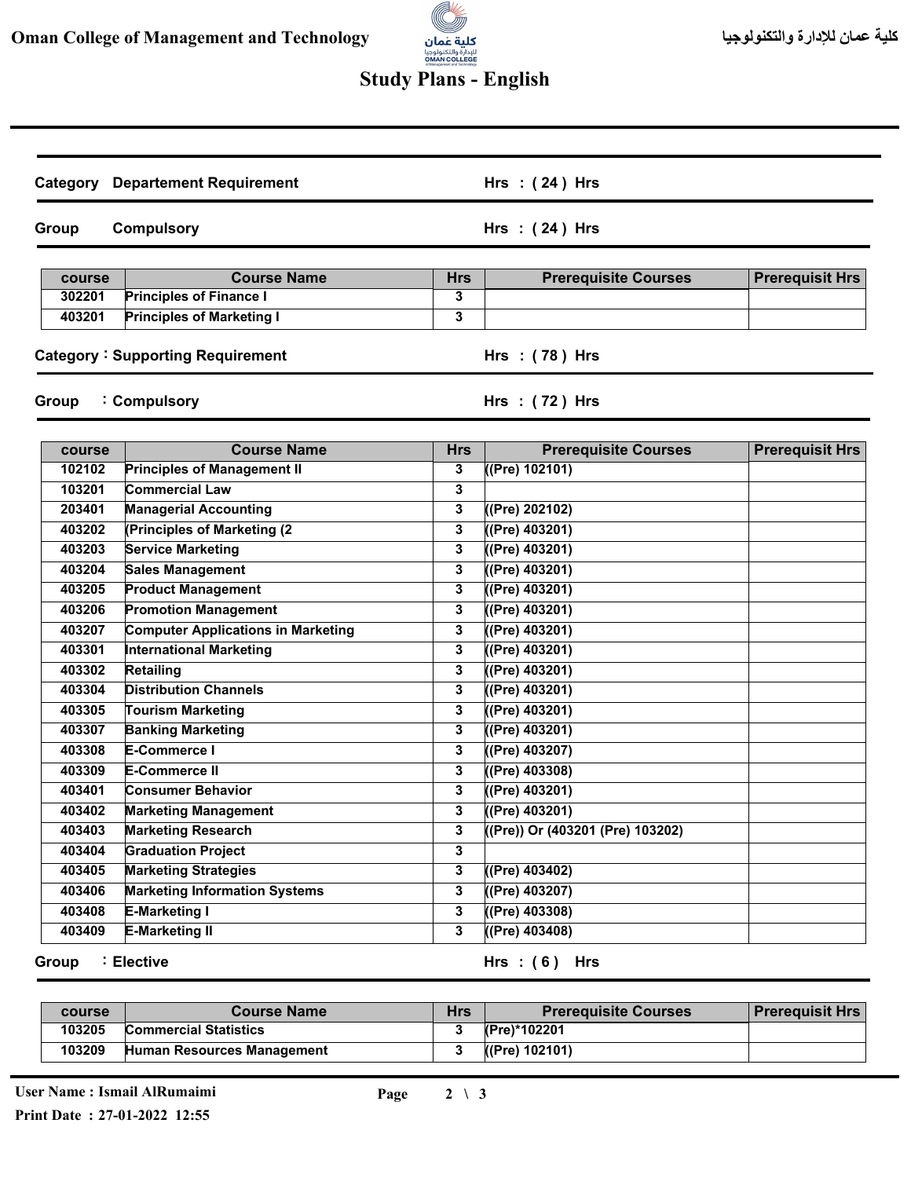# Study Plans - English

**Category** Departement Requirement — **Hrs : ( 24 ) Hrs**

**Group** Compulsory — **Hrs : ( 24 ) Hrs**

| course | Course Name | Hrs | Prerequisite Courses | Prerequisit Hrs |
|---|---|---|---|---|
| 302201 | Principles of Finance I | 3 | | |
| 403201 | Principles of Marketing I | 3 | | |

**Category : Supporting Requirement** — **Hrs : ( 78 ) Hrs**

**Group : Compulsory** — **Hrs : ( 72 ) Hrs**

| course | Course Name | Hrs | Prerequisite Courses | Prerequisit Hrs |
|---|---|---|---|---|
| 102102 | Principles of Management II | 3 | ((Pre) 102101) | |
| 103201 | Commercial Law | 3 | | |
| 203401 | Managerial Accounting | 3 | ((Pre) 202102) | |
| 403202 | (Principles of Marketing (2 | 3 | ((Pre) 403201) | |
| 403203 | Service Marketing | 3 | ((Pre) 403201) | |
| 403204 | Sales Management | 3 | ((Pre) 403201) | |
| 403205 | Product Management | 3 | ((Pre) 403201) | |
| 403206 | Promotion Management | 3 | ((Pre) 403201) | |
| 403207 | Computer Applications in Marketing | 3 | ((Pre) 403201) | |
| 403301 | International Marketing | 3 | ((Pre) 403201) | |
| 403302 | Retailing | 3 | ((Pre) 403201) | |
| 403304 | Distribution Channels | 3 | ((Pre) 403201) | |
| 403305 | Tourism Marketing | 3 | ((Pre) 403201) | |
| 403307 | Banking Marketing | 3 | ((Pre) 403201) | |
| 403308 | E-Commerce I | 3 | ((Pre) 403207) | |
| 403309 | E-Commerce II | 3 | ((Pre) 403308) | |
| 403401 | Consumer Behavior | 3 | ((Pre) 403201) | |
| 403402 | Marketing Management | 3 | ((Pre) 403201) | |
| 403403 | Marketing Research | 3 | ((Pre)) Or (403201 (Pre) 103202) | |
| 403404 | Graduation Project | 3 | | |
| 403405 | Marketing Strategies | 3 | ((Pre) 403402) | |
| 403406 | Marketing Information Systems | 3 | ((Pre) 403207) | |
| 403408 | E-Marketing I | 3 | ((Pre) 403308) | |
| 403409 | E-Marketing II | 3 | ((Pre) 403408) | |

**Group : Elective** — **Hrs : ( 6 ) Hrs**

| course | Course Name | Hrs | Prerequisite Courses | Prerequisit Hrs |
|---|---|---|---|---|
| 103205 | Commercial Statistics | 3 | (Pre)*102201 | |
| 103209 | Human Resources Management | 3 | ((Pre) 102101) | |

User Name : Ismail AlRumaimi

Print Date : 27-01-2022 12:55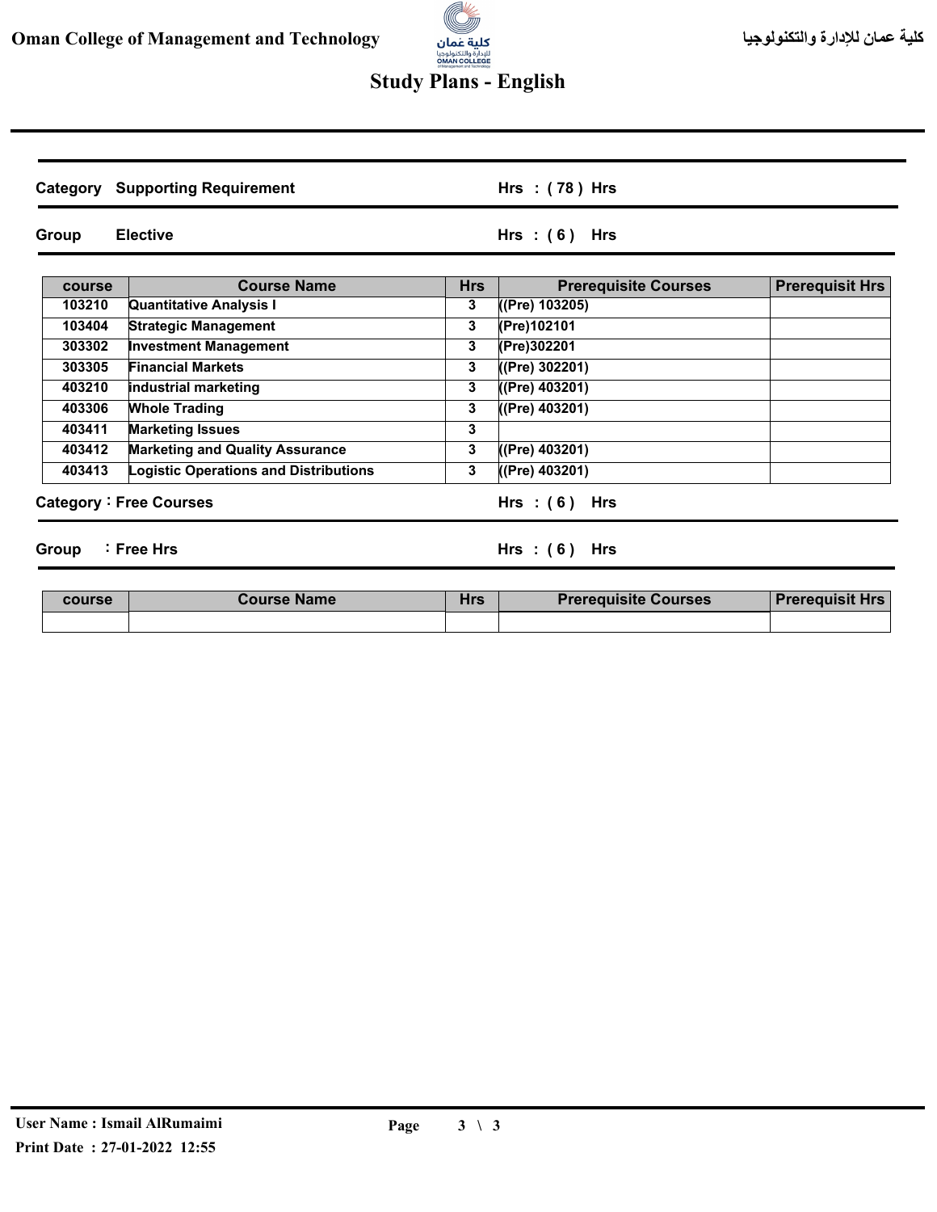**Category** Supporting Requirement | **Hrs : ( 78 ) Hrs**

**Group** Elective | **Hrs : ( 6 ) Hrs**

| course | Course Name | Hrs | Prerequisite Courses | Prerequisit Hrs |
|---|---|---|---|---|
| 103210 | Quantitative Analysis I | 3 | ((Pre) 103205) | |
| 103404 | Strategic Management | 3 | (Pre)102101 | |
| 303302 | Investment Management | 3 | (Pre)302201 | |
| 303305 | Financial Markets | 3 | ((Pre) 302201) | |
| 403210 | industrial marketing | 3 | ((Pre) 403201) | |
| 403306 | Whole Trading | 3 | ((Pre) 403201) | |
| 403411 | Marketing Issues | 3 | | |
| 403412 | Marketing and Quality Assurance | 3 | ((Pre) 403201) | |
| 403413 | Logistic Operations and Distributions | 3 | ((Pre) 403201) | |

**Category** : Free Courses | **Hrs : ( 6 ) Hrs**

**Group** : Free Hrs | **Hrs : ( 6 ) Hrs**

| course | Course Name | Hrs | Prerequisite Courses | Prerequisit Hrs |
|---|---|---|---|---|
| | | | | |

User Name : Ismail AlRumaimi

Print Date : 27-01-2022 12:55